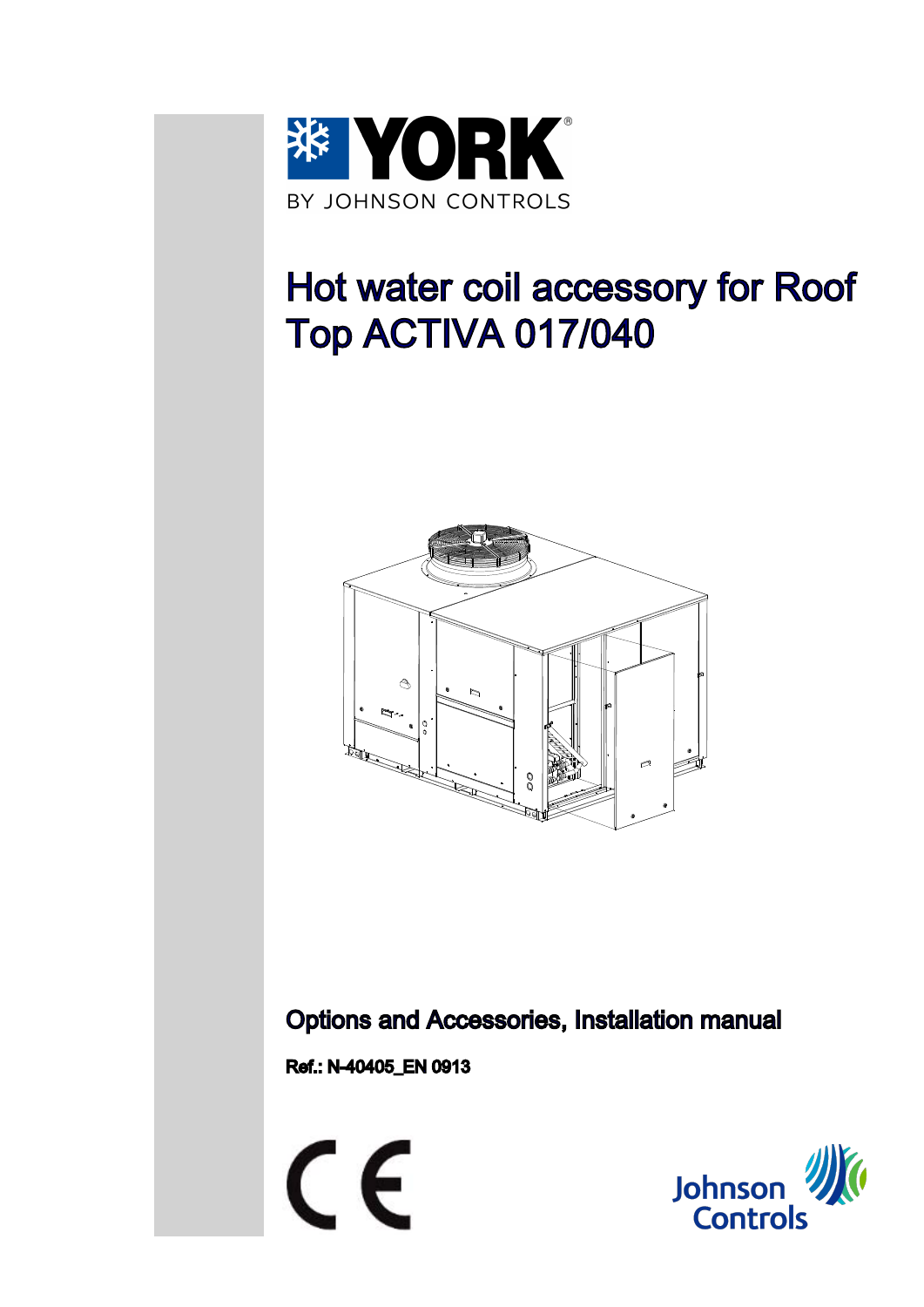YORK
BY JOHNSON CONTROLS

# Hot water coil accessory for Roof Top ACTIVA 017/040

## Options and Accessories, Installation manual

**Ref.: N-40405_EN 0913**

Johnson Controls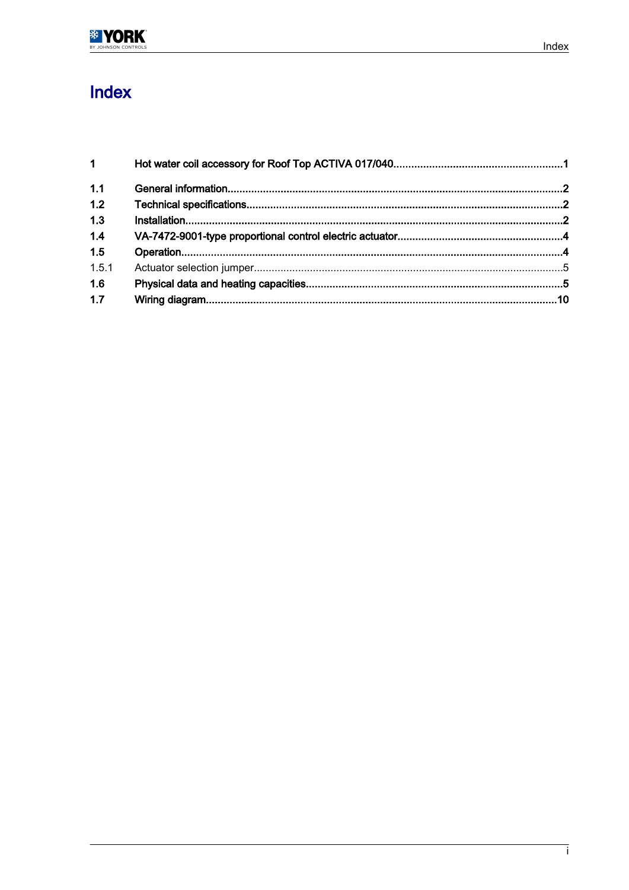# Index

| | | |
|---|---|---|
| **1** | **Hot water coil accessory for Roof Top ACTIVA 017/040** | **1** |
| **1.1** | **General information** | **2** |
| **1.2** | **Technical specifications** | **2** |
| **1.3** | **Installation** | **2** |
| **1.4** | **VA-7472-9001-type proportional control electric actuator** | **4** |
| **1.5** | **Operation** | **4** |
| 1.5.1 | Actuator selection jumper | 5 |
| **1.6** | **Physical data and heating capacities** | **5** |
| **1.7** | **Wiring diagram** | **10** |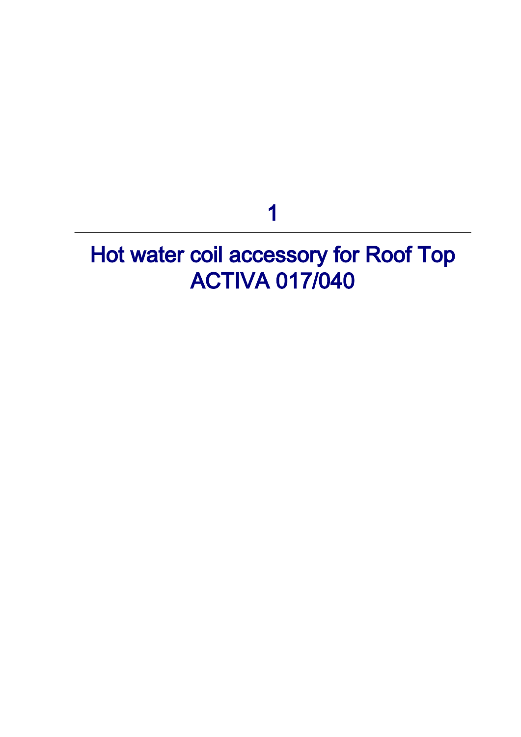# 1

# Hot water coil accessory for Roof Top ACTIVA 017/040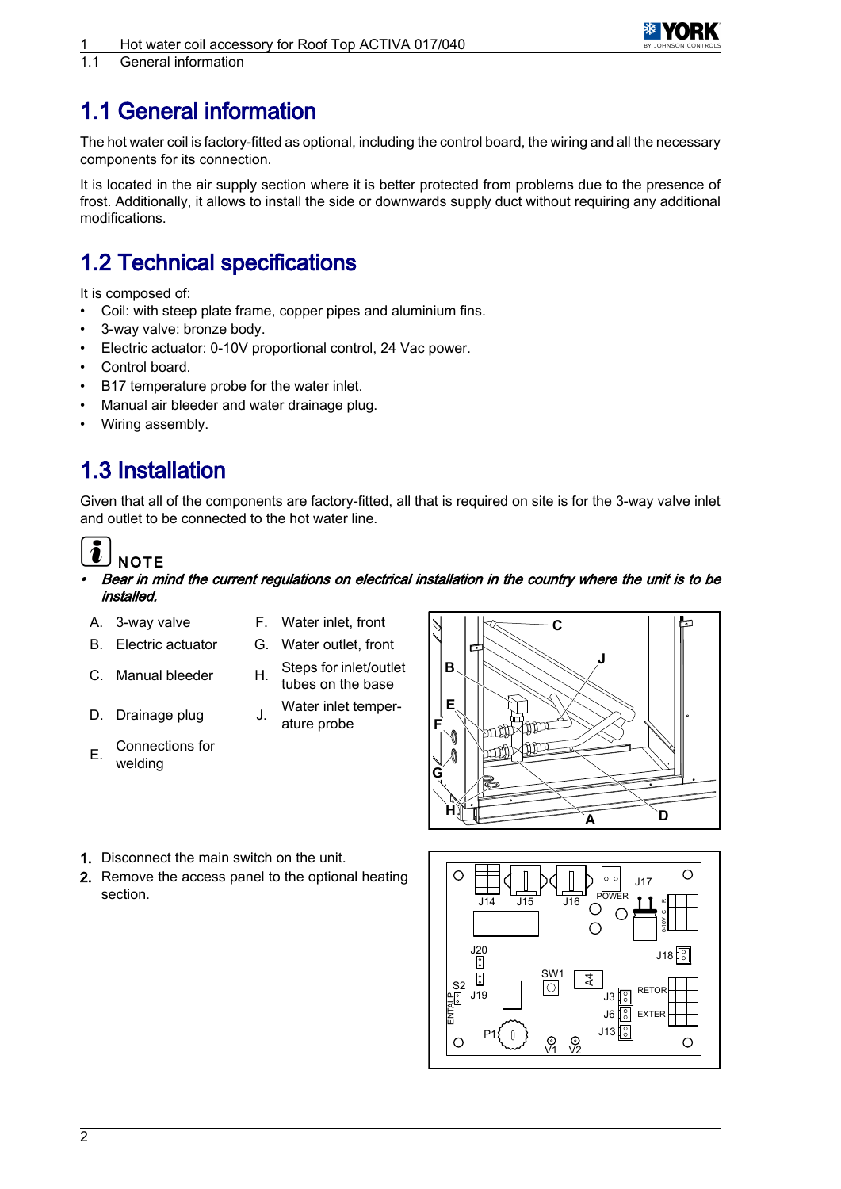# 1.1 General information

The hot water coil is factory-fitted as optional, including the control board, the wiring and all the necessary components for its connection.

It is located in the air supply section where it is better protected from problems due to the presence of frost. Additionally, it allows to install the side or downwards supply duct without requiring any additional modifications.

# 1.2 Technical specifications

It is composed of:

- Coil: with steep plate frame, copper pipes and aluminium fins.
- 3-way valve: bronze body.
- Electric actuator: 0-10V proportional control, 24 Vac power.
- Control board.
- B17 temperature probe for the water inlet.
- Manual air bleeder and water drainage plug.
- Wiring assembly.

# 1.3 Installation

Given that all of the components are factory-fitted, all that is required on site is for the 3-way valve inlet and outlet to be connected to the hot water line.

**NOTE**

- ***Bear in mind the current regulations on electrical installation in the country where the unit is to be installed.***

A. 3-way valve
B. Electric actuator
C. Manual bleeder
D. Drainage plug
E. Connections for welding
F. Water inlet, front
G. Water outlet, front
H. Steps for inlet/outlet tubes on the base
J. Water inlet temperature probe

1. Disconnect the main switch on the unit.
2. Remove the access panel to the optional heating section.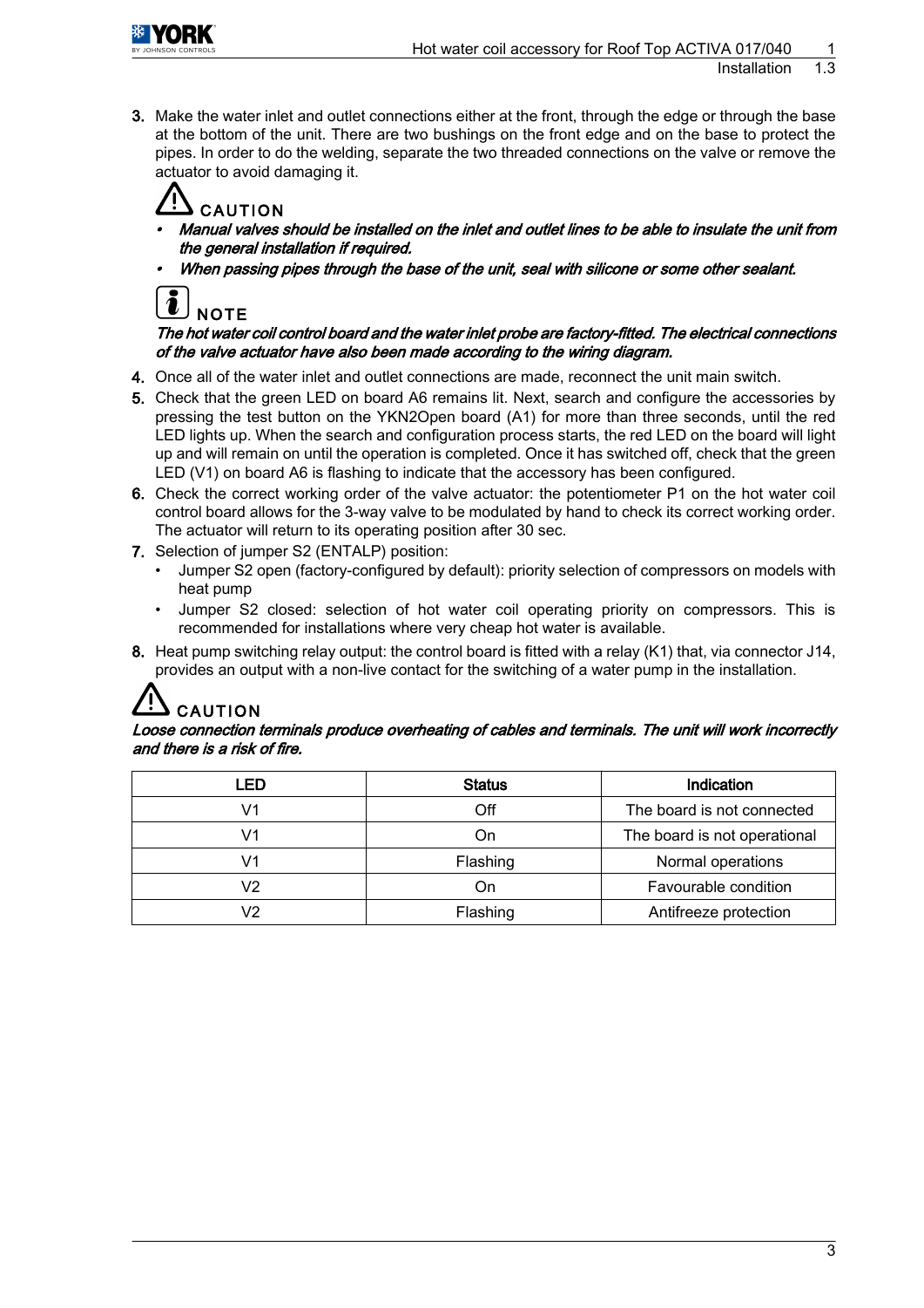3. Make the water inlet and outlet connections either at the front, through the edge or through the base at the bottom of the unit. There are two bushings on the front edge and on the base to protect the pipes. In order to do the welding, separate the two threaded connections on the valve or remove the actuator to avoid damaging it.

**CAUTION**

- ***Manual valves should be installed on the inlet and outlet lines to be able to insulate the unit from the general installation if required.***
- ***When passing pipes through the base of the unit, seal with silicone or some other sealant.***

**NOTE**

***The hot water coil control board and the water inlet probe are factory-fitted. The electrical connections of the valve actuator have also been made according to the wiring diagram.***

4. Once all of the water inlet and outlet connections are made, reconnect the unit main switch.
5. Check that the green LED on board A6 remains lit. Next, search and configure the accessories by pressing the test button on the YKN2Open board (A1) for more than three seconds, until the red LED lights up. When the search and configuration process starts, the red LED on the board will light up and will remain on until the operation is completed. Once it has switched off, check that the green LED (V1) on board A6 is flashing to indicate that the accessory has been configured.
6. Check the correct working order of the valve actuator: the potentiometer P1 on the hot water coil control board allows for the 3-way valve to be modulated by hand to check its correct working order. The actuator will return to its operating position after 30 sec.
7. Selection of jumper S2 (ENTALP) position:
   - Jumper S2 open (factory-configured by default): priority selection of compressors on models with heat pump
   - Jumper S2 closed: selection of hot water coil operating priority on compressors. This is recommended for installations where very cheap hot water is available.
8. Heat pump switching relay output: the control board is fitted with a relay (K1) that, via connector J14, provides an output with a non-live contact for the switching of a water pump in the installation.

**CAUTION**

***Loose connection terminals produce overheating of cables and terminals. The unit will work incorrectly and there is a risk of fire.***

| LED | Status | Indication |
|---|---|---|
| V1 | Off | The board is not connected |
| V1 | On | The board is not operational |
| V1 | Flashing | Normal operations |
| V2 | On | Favourable condition |
| V2 | Flashing | Antifreeze protection |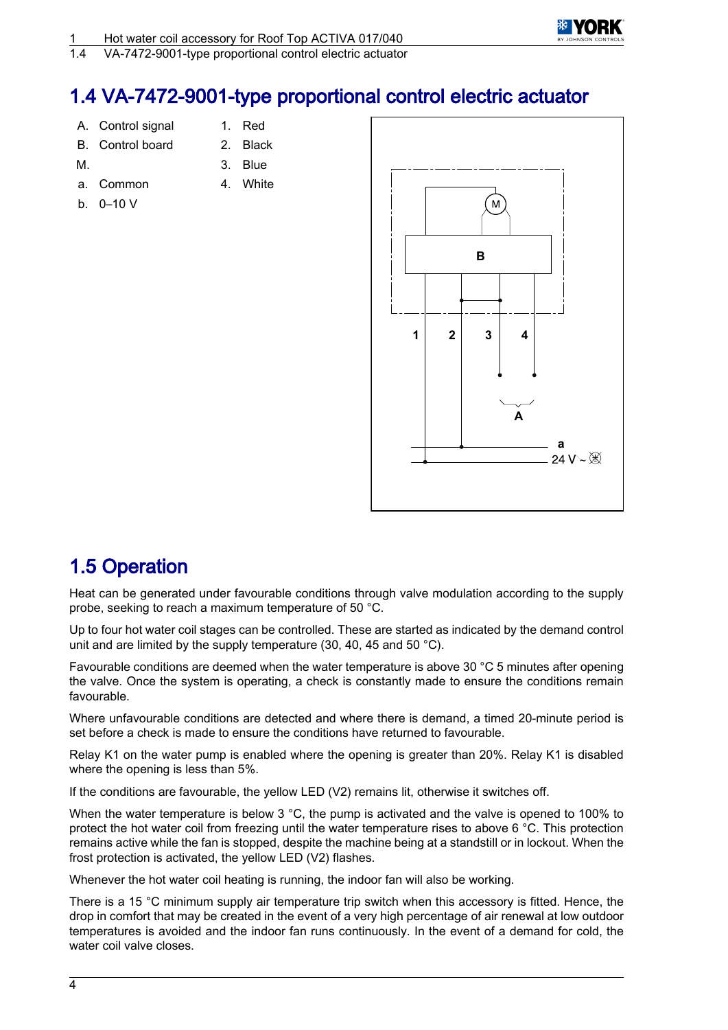## 1.4 VA-7472-9001-type proportional control electric actuator

A. Control signal

B. Control board

M.

a. Common

b. 0–10 V

1. Red
2. Black
3. Blue
4. White

## 1.5 Operation

Heat can be generated under favourable conditions through valve modulation according to the supply probe, seeking to reach a maximum temperature of 50 °C.

Up to four hot water coil stages can be controlled. These are started as indicated by the demand control unit and are limited by the supply temperature (30, 40, 45 and 50 °C).

Favourable conditions are deemed when the water temperature is above 30 °C 5 minutes after opening the valve. Once the system is operating, a check is constantly made to ensure the conditions remain favourable.

Where unfavourable conditions are detected and where there is demand, a timed 20-minute period is set before a check is made to ensure the conditions have returned to favourable.

Relay K1 on the water pump is enabled where the opening is greater than 20%. Relay K1 is disabled where the opening is less than 5%.

If the conditions are favourable, the yellow LED (V2) remains lit, otherwise it switches off.

When the water temperature is below 3 °C, the pump is activated and the valve is opened to 100% to protect the hot water coil from freezing until the water temperature rises to above 6 °C. This protection remains active while the fan is stopped, despite the machine being at a standstill or in lockout. When the frost protection is activated, the yellow LED (V2) flashes.

Whenever the hot water coil heating is running, the indoor fan will also be working.

There is a 15 °C minimum supply air temperature trip switch when this accessory is fitted. Hence, the drop in comfort that may be created in the event of a very high percentage of air renewal at low outdoor temperatures is avoided and the indoor fan runs continuously. In the event of a demand for cold, the water coil valve closes.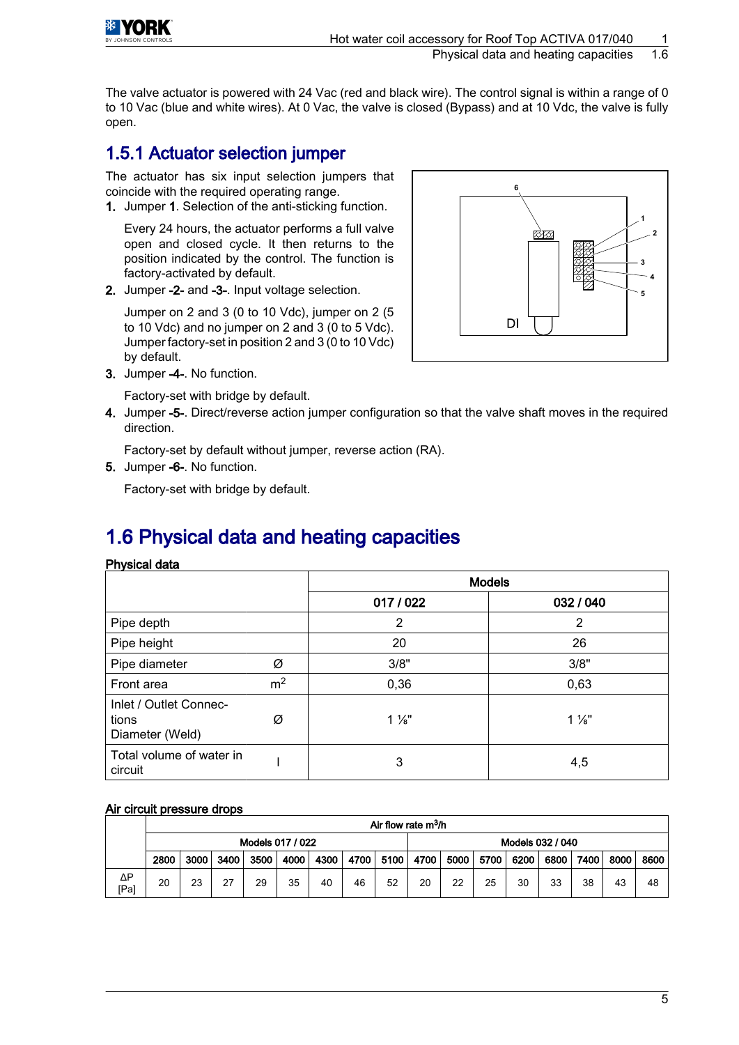The valve actuator is powered with 24 Vac (red and black wire). The control signal is within a range of 0 to 10 Vac (blue and white wires). At 0 Vac, the valve is closed (Bypass) and at 10 Vdc, the valve is fully open.

## 1.5.1 Actuator selection jumper

The actuator has six input selection jumpers that coincide with the required operating range.

1. Jumper **1**. Selection of the anti-sticking function.

   Every 24 hours, the actuator performs a full valve open and closed cycle. It then returns to the position indicated by the control. The function is factory-activated by default.

2. Jumper **-2-** and **-3-**. Input voltage selection.

   Jumper on 2 and 3 (0 to 10 Vdc), jumper on 2 (5 to 10 Vdc) and no jumper on 2 and 3 (0 to 5 Vdc). Jumper factory-set in position 2 and 3 (0 to 10 Vdc) by default.

3. Jumper **-4-**. No function.

   Factory-set with bridge by default.

4. Jumper **-5-**. Direct/reverse action jumper configuration so that the valve shaft moves in the required direction.

   Factory-set by default without jumper, reverse action (RA).

5. Jumper **-6-**. No function.

   Factory-set with bridge by default.

# 1.6 Physical data and heating capacities

**Physical data**

| | | Models | |
|---|---|---|---|
| | | 017 / 022 | 032 / 040 |
| Pipe depth | | 2 | 2 |
| Pipe height | | 20 | 26 |
| Pipe diameter | Ø | 3/8" | 3/8" |
| Front area | $m^2$ | 0,36 | 0,63 |
| Inlet / Outlet Connections Diameter (Weld) | Ø | 1 ⅛" | 1 ⅛" |
| Total volume of water in circuit | l | 3 | 4,5 |

**Air circuit pressure drops**

| | Air flow rate $m^3/h$ | | | | | | | | | | | | | | | |
|---|---|---|---|---|---|---|---|---|---|---|---|---|---|---|---|---|
| | Models 017 / 022 | | | | | | | | Models 032 / 040 | | | | | | | |
| | 2800 | 3000 | 3400 | 3500 | 4000 | 4300 | 4700 | 5100 | 4700 | 5000 | 5700 | 6200 | 6800 | 7400 | 8000 | 8600 |
| ΔP [Pa] | 20 | 23 | 27 | 29 | 35 | 40 | 46 | 52 | 20 | 22 | 25 | 30 | 33 | 38 | 43 | 48 |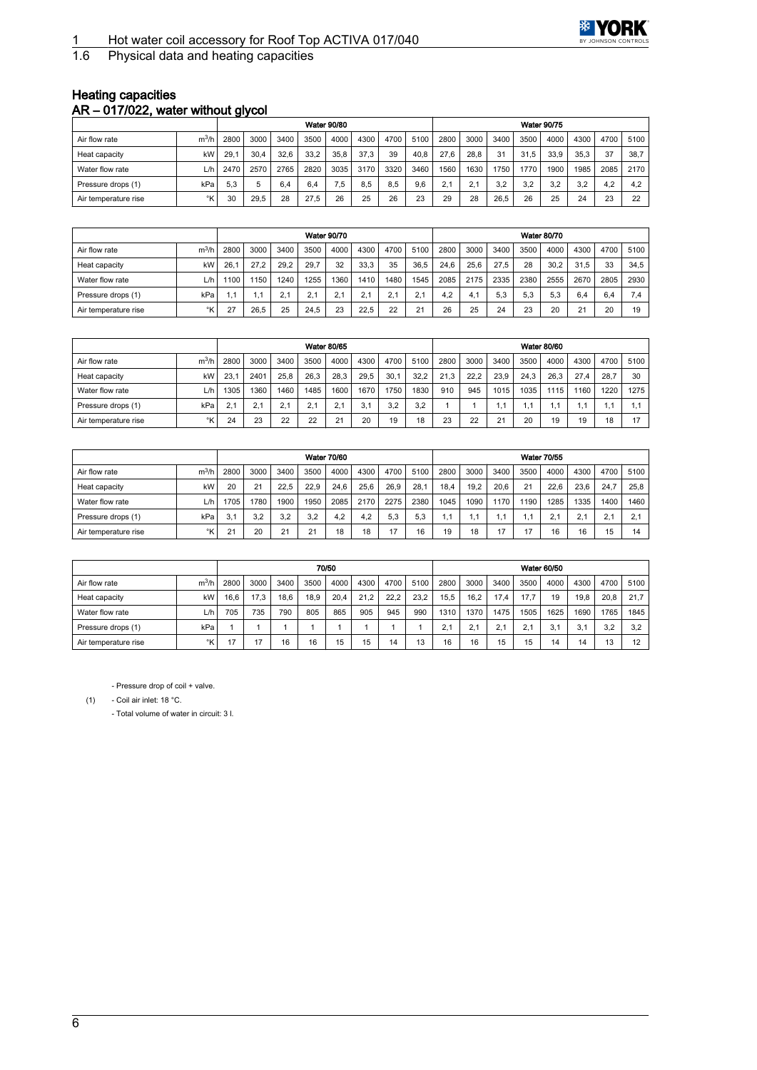# 1.6 Physical data and heating capacities

## Heating capacities

## AR – 017/022, water without glycol

| | | Water 90/80 | | | | | | | | Water 90/75 | | | | | | | |
|---|---|---|---|---|---|---|---|---|---|---|---|---|---|---|---|---|---|
| Air flow rate | $m^3/h$ | 2800 | 3000 | 3400 | 3500 | 4000 | 4300 | 4700 | 5100 | 2800 | 3000 | 3400 | 3500 | 4000 | 4300 | 4700 | 5100 |
| Heat capacity | kW | 29,1 | 30,4 | 32,6 | 33,2 | 35,8 | 37,3 | 39 | 40,8 | 27,6 | 28,8 | 31 | 31,5 | 33,9 | 35,3 | 37 | 38,7 |
| Water flow rate | L/h | 2470 | 2570 | 2765 | 2820 | 3035 | 3170 | 3320 | 3460 | 1560 | 1630 | 1750 | 1770 | 1900 | 1985 | 2085 | 2170 |
| Pressure drops (1) | kPa | 5,3 | 5 | 6,4 | 6,4 | 7,5 | 8,5 | 8,5 | 9,6 | 2,1 | 2,1 | 3,2 | 3,2 | 3,2 | 3,2 | 4,2 | 4,2 |
| Air temperature rise | °K | 30 | 29,5 | 28 | 27,5 | 26 | 25 | 26 | 23 | 29 | 28 | 26,5 | 26 | 25 | 24 | 23 | 22 |

| | | Water 90/70 | | | | | | | | Water 80/70 | | | | | | | |
|---|---|---|---|---|---|---|---|---|---|---|---|---|---|---|---|---|---|
| Air flow rate | $m^3/h$ | 2800 | 3000 | 3400 | 3500 | 4000 | 4300 | 4700 | 5100 | 2800 | 3000 | 3400 | 3500 | 4000 | 4300 | 4700 | 5100 |
| Heat capacity | kW | 26,1 | 27,2 | 29,2 | 29,7 | 32 | 33,3 | 35 | 36,5 | 24,6 | 25,6 | 27,5 | 28 | 30,2 | 31,5 | 33 | 34,5 |
| Water flow rate | L/h | 1100 | 1150 | 1240 | 1255 | 1360 | 1410 | 1480 | 1545 | 2085 | 2175 | 2335 | 2380 | 2555 | 2670 | 2805 | 2930 |
| Pressure drops (1) | kPa | 1,1 | 1,1 | 2,1 | 2,1 | 2,1 | 2,1 | 2,1 | 2,1 | 4,2 | 4,1 | 5,3 | 5,3 | 5,3 | 6,4 | 6,4 | 7,4 |
| Air temperature rise | °K | 27 | 26,5 | 25 | 24,5 | 23 | 22,5 | 22 | 21 | 26 | 25 | 24 | 23 | 20 | 21 | 20 | 19 |

| | | Water 80/65 | | | | | | | | Water 80/60 | | | | | | | |
|---|---|---|---|---|---|---|---|---|---|---|---|---|---|---|---|---|---|
| Air flow rate | $m^3/h$ | 2800 | 3000 | 3400 | 3500 | 4000 | 4300 | 4700 | 5100 | 2800 | 3000 | 3400 | 3500 | 4000 | 4300 | 4700 | 5100 |
| Heat capacity | kW | 23,1 | 2401 | 25,8 | 26,3 | 28,3 | 29,5 | 30,1 | 32,2 | 21,3 | 22,2 | 23,9 | 24,3 | 26,3 | 27,4 | 28,7 | 30 |
| Water flow rate | L/h | 1305 | 1360 | 1460 | 1485 | 1600 | 1670 | 1750 | 1830 | 910 | 945 | 1015 | 1035 | 1115 | 1160 | 1220 | 1275 |
| Pressure drops (1) | kPa | 2,1 | 2,1 | 2,1 | 2,1 | 2,1 | 3,1 | 3,2 | 3,2 | 1 | 1 | 1,1 | 1,1 | 1,1 | 1,1 | 1,1 | 1,1 |
| Air temperature rise | °K | 24 | 23 | 22 | 22 | 21 | 20 | 19 | 18 | 23 | 22 | 21 | 20 | 19 | 19 | 18 | 17 |

| | | Water 70/60 | | | | | | | | Water 70/55 | | | | | | | |
|---|---|---|---|---|---|---|---|---|---|---|---|---|---|---|---|---|---|
| Air flow rate | $m^3/h$ | 2800 | 3000 | 3400 | 3500 | 4000 | 4300 | 4700 | 5100 | 2800 | 3000 | 3400 | 3500 | 4000 | 4300 | 4700 | 5100 |
| Heat capacity | kW | 20 | 21 | 22,5 | 22,9 | 24,6 | 25,6 | 26,9 | 28,1 | 18,4 | 19,2 | 20,6 | 21 | 22,6 | 23,6 | 24,7 | 25,8 |
| Water flow rate | L/h | 1705 | 1780 | 1900 | 1950 | 2085 | 2170 | 2275 | 2380 | 1045 | 1090 | 1170 | 1190 | 1285 | 1335 | 1400 | 1460 |
| Pressure drops (1) | kPa | 3,1 | 3,2 | 3,2 | 3,2 | 4,2 | 4,2 | 5,3 | 5,3 | 1,1 | 1,1 | 1,1 | 1,1 | 2,1 | 2,1 | 2,1 | 2,1 |
| Air temperature rise | °K | 21 | 20 | 21 | 21 | 18 | 18 | 17 | 16 | 19 | 18 | 17 | 17 | 16 | 16 | 15 | 14 |

| | | 70/50 | | | | | | | | Water 60/50 | | | | | | | |
|---|---|---|---|---|---|---|---|---|---|---|---|---|---|---|---|---|---|
| Air flow rate | $m^3/h$ | 2800 | 3000 | 3400 | 3500 | 4000 | 4300 | 4700 | 5100 | 2800 | 3000 | 3400 | 3500 | 4000 | 4300 | 4700 | 5100 |
| Heat capacity | kW | 16,6 | 17,3 | 18,6 | 18,9 | 20,4 | 21,2 | 22,2 | 23,2 | 15,5 | 16,2 | 17,4 | 17,7 | 19 | 19,8 | 20,8 | 21,7 |
| Water flow rate | L/h | 705 | 735 | 790 | 805 | 865 | 905 | 945 | 990 | 1310 | 1370 | 1475 | 1505 | 1625 | 1690 | 1765 | 1845 |
| Pressure drops (1) | kPa | 1 | 1 | 1 | 1 | 1 | 1 | 1 | 1 | 2,1 | 2,1 | 2,1 | 2,1 | 3,1 | 3,1 | 3,2 | 3,2 |
| Air temperature rise | °K | 17 | 17 | 16 | 16 | 15 | 15 | 14 | 13 | 16 | 16 | 15 | 15 | 14 | 14 | 13 | 12 |

(1)
- Pressure drop of coil + valve.
- Coil air inlet: 18 °C.
- Total volume of water in circuit: 3 l.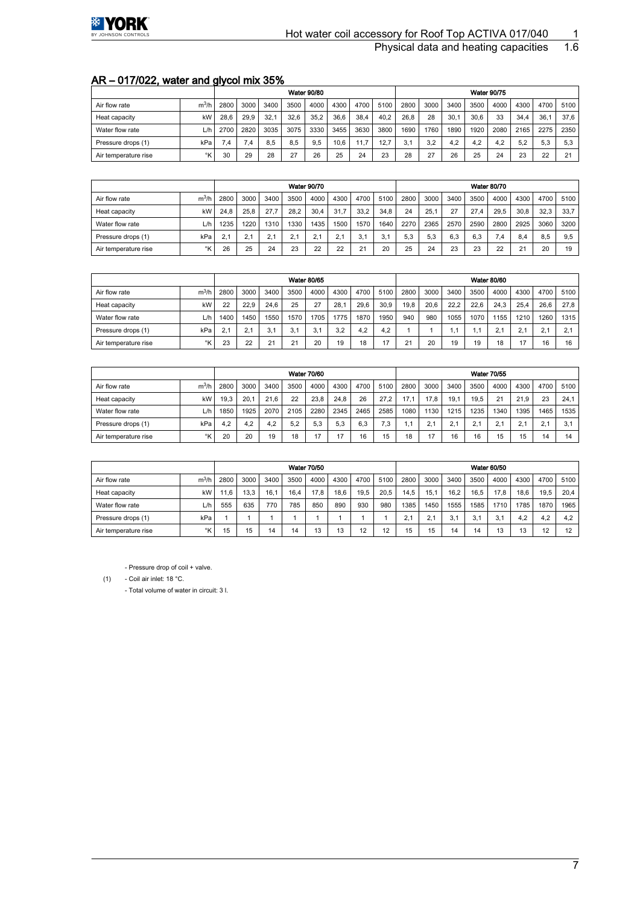## AR – 017/022, water and glycol mix 35%

| | | Water 90/80 | | | | | | | | Water 90/75 | | | | | | | |
|---|---|---|---|---|---|---|---|---|---|---|---|---|---|---|---|---|---|
| Air flow rate | $m^3/h$ | 2800 | 3000 | 3400 | 3500 | 4000 | 4300 | 4700 | 5100 | 2800 | 3000 | 3400 | 3500 | 4000 | 4300 | 4700 | 5100 |
| Heat capacity | kW | 28,6 | 29,9 | 32,1 | 32,6 | 35,2 | 36,6 | 38,4 | 40,2 | 26,8 | 28 | 30,1 | 30,6 | 33 | 34,4 | 36,1 | 37,6 |
| Water flow rate | L/h | 2700 | 2820 | 3035 | 3075 | 3330 | 3455 | 3630 | 3800 | 1690 | 1760 | 1890 | 1920 | 2080 | 2165 | 2275 | 2350 |
| Pressure drops (1) | kPa | 7,4 | 7,4 | 8,5 | 8,5 | 9,5 | 10,6 | 11,7 | 12,7 | 3,1 | 3,2 | 4,2 | 4,2 | 4,2 | 5,2 | 5,3 | 5,3 |
| Air temperature rise | °K | 30 | 29 | 28 | 27 | 26 | 25 | 24 | 23 | 28 | 27 | 26 | 25 | 24 | 23 | 22 | 21 |

| | | Water 90/70 | | | | | | | | Water 80/70 | | | | | | | |
|---|---|---|---|---|---|---|---|---|---|---|---|---|---|---|---|---|---|
| Air flow rate | $m^3/h$ | 2800 | 3000 | 3400 | 3500 | 4000 | 4300 | 4700 | 5100 | 2800 | 3000 | 3400 | 3500 | 4000 | 4300 | 4700 | 5100 |
| Heat capacity | kW | 24,8 | 25,8 | 27,7 | 28,2 | 30,4 | 31,7 | 33,2 | 34,8 | 24 | 25,1 | 27 | 27,4 | 29,5 | 30,8 | 32,3 | 33,7 |
| Water flow rate | L/h | 1235 | 1220 | 1310 | 1330 | 1435 | 1500 | 1570 | 1640 | 2270 | 2365 | 2570 | 2590 | 2800 | 2925 | 3060 | 3200 |
| Pressure drops (1) | kPa | 2,1 | 2,1 | 2,1 | 2,1 | 2,1 | 2,1 | 3,1 | 3,1 | 5,3 | 5,3 | 6,3 | 6,3 | 7,4 | 8,4 | 8,5 | 9,5 |
| Air temperature rise | °K | 26 | 25 | 24 | 23 | 22 | 22 | 21 | 20 | 25 | 24 | 23 | 23 | 22 | 21 | 20 | 19 |

| | | Water 80/65 | | | | | | | | Water 80/60 | | | | | | | |
|---|---|---|---|---|---|---|---|---|---|---|---|---|---|---|---|---|---|
| Air flow rate | $m^3/h$ | 2800 | 3000 | 3400 | 3500 | 4000 | 4300 | 4700 | 5100 | 2800 | 3000 | 3400 | 3500 | 4000 | 4300 | 4700 | 5100 |
| Heat capacity | kW | 22 | 22,9 | 24,6 | 25 | 27 | 28,1 | 29,6 | 30,9 | 19,8 | 20,6 | 22,2 | 22,6 | 24,3 | 25,4 | 26,6 | 27,8 |
| Water flow rate | L/h | 1400 | 1450 | 1550 | 1570 | 1705 | 1775 | 1870 | 1950 | 940 | 980 | 1055 | 1070 | 1155 | 1210 | 1260 | 1315 |
| Pressure drops (1) | kPa | 2,1 | 2,1 | 3,1 | 3,1 | 3,1 | 3,2 | 4,2 | 4,2 | 1 | 1 | 1,1 | 1,1 | 2,1 | 2,1 | 2,1 | 2,1 |
| Air temperature rise | °K | 23 | 22 | 21 | 21 | 20 | 19 | 18 | 17 | 21 | 20 | 19 | 19 | 18 | 17 | 16 | 16 |

| | | Water 70/60 | | | | | | | | Water 70/55 | | | | | | | |
|---|---|---|---|---|---|---|---|---|---|---|---|---|---|---|---|---|---|
| Air flow rate | $m^3/h$ | 2800 | 3000 | 3400 | 3500 | 4000 | 4300 | 4700 | 5100 | 2800 | 3000 | 3400 | 3500 | 4000 | 4300 | 4700 | 5100 |
| Heat capacity | kW | 19,3 | 20,1 | 21,6 | 22 | 23,8 | 24,8 | 26 | 27,2 | 17,1 | 17,8 | 19,1 | 19,5 | 21 | 21,9 | 23 | 24,1 |
| Water flow rate | L/h | 1850 | 1925 | 2070 | 2105 | 2280 | 2345 | 2465 | 2585 | 1080 | 1130 | 1215 | 1235 | 1340 | 1395 | 1465 | 1535 |
| Pressure drops (1) | kPa | 4,2 | 4,2 | 4,2 | 5,2 | 5,3 | 5,3 | 6,3 | 7,3 | 1,1 | 2,1 | 2,1 | 2,1 | 2,1 | 2,1 | 2,1 | 3,1 |
| Air temperature rise | °K | 20 | 20 | 19 | 18 | 17 | 17 | 16 | 15 | 18 | 17 | 16 | 16 | 15 | 15 | 14 | 14 |

| | | Water 70/50 | | | | | | | | Water 60/50 | | | | | | | |
|---|---|---|---|---|---|---|---|---|---|---|---|---|---|---|---|---|---|
| Air flow rate | $m^3/h$ | 2800 | 3000 | 3400 | 3500 | 4000 | 4300 | 4700 | 5100 | 2800 | 3000 | 3400 | 3500 | 4000 | 4300 | 4700 | 5100 |
| Heat capacity | kW | 11,6 | 13,3 | 16,1 | 16,4 | 17,8 | 18,6 | 19,5 | 20,5 | 14,5 | 15,1 | 16,2 | 16,5 | 17,8 | 18,6 | 19,5 | 20,4 |
| Water flow rate | L/h | 555 | 635 | 770 | 785 | 850 | 890 | 930 | 980 | 1385 | 1450 | 1555 | 1585 | 1710 | 1785 | 1870 | 1965 |
| Pressure drops (1) | kPa | 1 | 1 | 1 | 1 | 1 | 1 | 1 | 1 | 2,1 | 2,1 | 3,1 | 3,1 | 3,1 | 4,2 | 4,2 | 4,2 |
| Air temperature rise | °K | 15 | 15 | 14 | 14 | 13 | 13 | 12 | 12 | 15 | 15 | 14 | 14 | 13 | 13 | 12 | 12 |

(1)
- Pressure drop of coil + valve.
- Coil air inlet: 18 °C.
- Total volume of water in circuit: 3 l.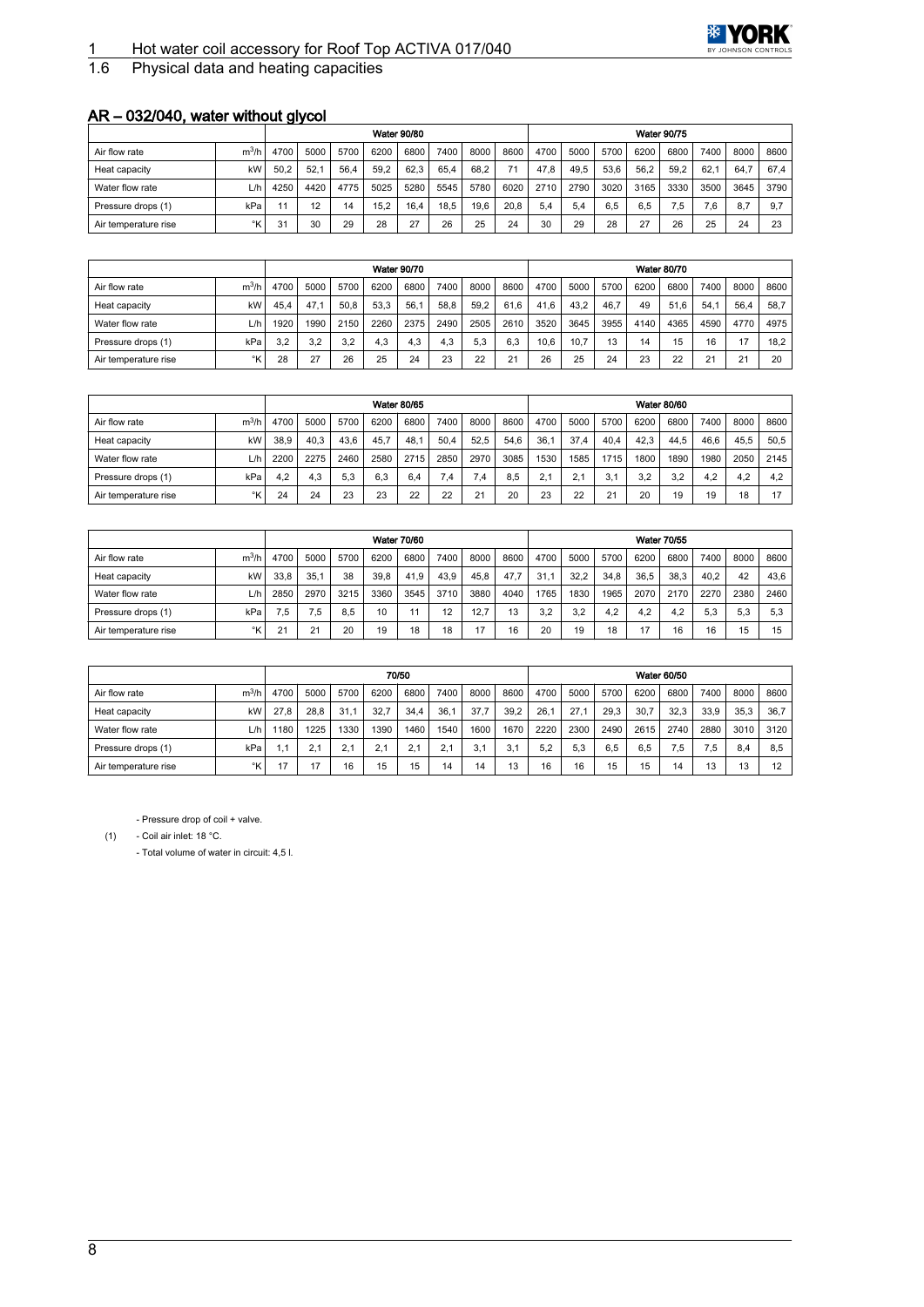## 1.6 Physical data and heating capacities

### AR – 032/040, water without glycol

| | | Water 90/80 | | | | | | | | Water 90/75 | | | | | | | |
|---|---|---|---|---|---|---|---|---|---|---|---|---|---|---|---|---|---|
| Air flow rate | $m^3/h$ | 4700 | 5000 | 5700 | 6200 | 6800 | 7400 | 8000 | 8600 | 4700 | 5000 | 5700 | 6200 | 6800 | 7400 | 8000 | 8600 |
| Heat capacity | kW | 50,2 | 52,1 | 56,4 | 59,2 | 62,3 | 65,4 | 68,2 | 71 | 47,8 | 49,5 | 53,6 | 56,2 | 59,2 | 62,1 | 64,7 | 67,4 |
| Water flow rate | L/h | 4250 | 4420 | 4775 | 5025 | 5280 | 5545 | 5780 | 6020 | 2710 | 2790 | 3020 | 3165 | 3330 | 3500 | 3645 | 3790 |
| Pressure drops (1) | kPa | 11 | 12 | 14 | 15,2 | 16,4 | 18,5 | 19,6 | 20,8 | 5,4 | 5,4 | 6,5 | 6,5 | 7,5 | 7,6 | 8,7 | 9,7 |
| Air temperature rise | °K | 31 | 30 | 29 | 28 | 27 | 26 | 25 | 24 | 30 | 29 | 28 | 27 | 26 | 25 | 24 | 23 |

| | | Water 90/70 | | | | | | | | Water 80/70 | | | | | | | |
|---|---|---|---|---|---|---|---|---|---|---|---|---|---|---|---|---|---|
| Air flow rate | $m^3/h$ | 4700 | 5000 | 5700 | 6200 | 6800 | 7400 | 8000 | 8600 | 4700 | 5000 | 5700 | 6200 | 6800 | 7400 | 8000 | 8600 |
| Heat capacity | kW | 45,4 | 47,1 | 50,8 | 53,3 | 56,1 | 58,8 | 59,2 | 61,6 | 41,6 | 43,2 | 46,7 | 49 | 51,6 | 54,1 | 56,4 | 58,7 |
| Water flow rate | L/h | 1920 | 1990 | 2150 | 2260 | 2375 | 2490 | 2505 | 2610 | 3520 | 3645 | 3955 | 4140 | 4365 | 4590 | 4770 | 4975 |
| Pressure drops (1) | kPa | 3,2 | 3,2 | 3,2 | 4,3 | 4,3 | 4,3 | 5,3 | 6,3 | 10,6 | 10,7 | 13 | 14 | 15 | 16 | 17 | 18,2 |
| Air temperature rise | °K | 28 | 27 | 26 | 25 | 24 | 23 | 22 | 21 | 26 | 25 | 24 | 23 | 22 | 21 | 21 | 20 |

| | | Water 80/65 | | | | | | | | Water 80/60 | | | | | | | |
|---|---|---|---|---|---|---|---|---|---|---|---|---|---|---|---|---|---|
| Air flow rate | $m^3/h$ | 4700 | 5000 | 5700 | 6200 | 6800 | 7400 | 8000 | 8600 | 4700 | 5000 | 5700 | 6200 | 6800 | 7400 | 8000 | 8600 |
| Heat capacity | kW | 38,9 | 40,3 | 43,6 | 45,7 | 48,1 | 50,4 | 52,5 | 54,6 | 36,1 | 37,4 | 40,4 | 42,3 | 44,5 | 46,6 | 45,5 | 50,5 |
| Water flow rate | L/h | 2200 | 2275 | 2460 | 2580 | 2715 | 2850 | 2970 | 3085 | 1530 | 1585 | 1715 | 1800 | 1890 | 1980 | 2050 | 2145 |
| Pressure drops (1) | kPa | 4,2 | 4,3 | 5,3 | 6,3 | 6,4 | 7,4 | 7,4 | 8,5 | 2,1 | 2,1 | 3,1 | 3,2 | 3,2 | 4,2 | 4,2 | 4,2 |
| Air temperature rise | °K | 24 | 24 | 23 | 23 | 22 | 22 | 21 | 20 | 23 | 22 | 21 | 20 | 19 | 19 | 18 | 17 |

| | | Water 70/60 | | | | | | | | Water 70/55 | | | | | | | |
|---|---|---|---|---|---|---|---|---|---|---|---|---|---|---|---|---|---|
| Air flow rate | $m^3/h$ | 4700 | 5000 | 5700 | 6200 | 6800 | 7400 | 8000 | 8600 | 4700 | 5000 | 5700 | 6200 | 6800 | 7400 | 8000 | 8600 |
| Heat capacity | kW | 33,8 | 35,1 | 38 | 39,8 | 41,9 | 43,9 | 45,8 | 47,7 | 31,1 | 32,2 | 34,8 | 36,5 | 38,3 | 40,2 | 42 | 43,6 |
| Water flow rate | L/h | 2850 | 2970 | 3215 | 3360 | 3545 | 3710 | 3880 | 4040 | 1765 | 1830 | 1965 | 2070 | 2170 | 2270 | 2380 | 2460 |
| Pressure drops (1) | kPa | 7,5 | 7,5 | 8,5 | 10 | 11 | 12 | 12,7 | 13 | 3,2 | 3,2 | 4,2 | 4,2 | 4,2 | 5,3 | 5,3 | 5,3 |
| Air temperature rise | °K | 21 | 21 | 20 | 19 | 18 | 18 | 17 | 16 | 20 | 19 | 18 | 17 | 16 | 16 | 15 | 15 |

| | | 70/50 | | | | | | | | Water 60/50 | | | | | | | |
|---|---|---|---|---|---|---|---|---|---|---|---|---|---|---|---|---|---|
| Air flow rate | $m^3/h$ | 4700 | 5000 | 5700 | 6200 | 6800 | 7400 | 8000 | 8600 | 4700 | 5000 | 5700 | 6200 | 6800 | 7400 | 8000 | 8600 |
| Heat capacity | kW | 27,8 | 28,8 | 31,1 | 32,7 | 34,4 | 36,1 | 37,7 | 39,2 | 26,1 | 27,1 | 29,3 | 30,7 | 32,3 | 33,9 | 35,3 | 36,7 |
| Water flow rate | L/h | 1180 | 1225 | 1330 | 1390 | 1460 | 1540 | 1600 | 1670 | 2220 | 2300 | 2490 | 2615 | 2740 | 2880 | 3010 | 3120 |
| Pressure drops (1) | kPa | 1,1 | 2,1 | 2,1 | 2,1 | 2,1 | 2,1 | 3,1 | 3,1 | 5,2 | 5,3 | 6,5 | 6,5 | 7,5 | 7,5 | 8,4 | 8,5 |
| Air temperature rise | °K | 17 | 17 | 16 | 15 | 15 | 14 | 14 | 13 | 16 | 16 | 15 | 15 | 14 | 13 | 13 | 12 |

(1)
- Pressure drop of coil + valve.
- Coil air inlet: 18 °C.
- Total volume of water in circuit: 4,5 l.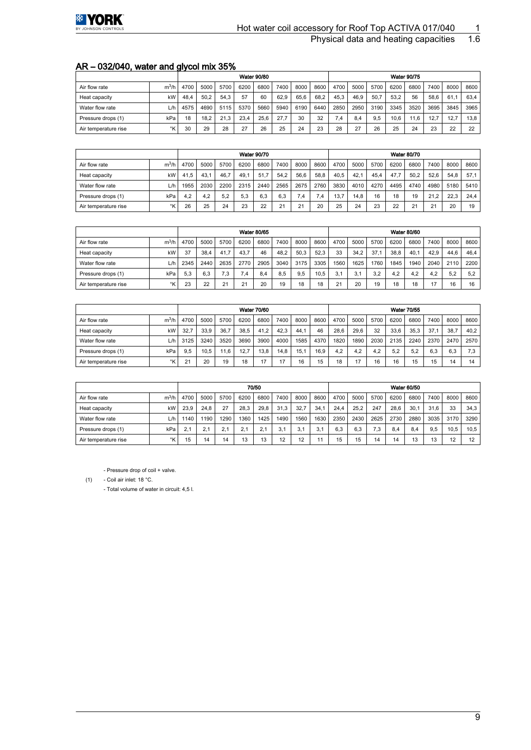## AR – 032/040, water and glycol mix 35%

| | | Water 90/80 | | | | | | | | Water 90/75 | | | | | | | |
|---|---|---|---|---|---|---|---|---|---|---|---|---|---|---|---|---|---|
| Air flow rate | $m^3/h$ | 4700 | 5000 | 5700 | 6200 | 6800 | 7400 | 8000 | 8600 | 4700 | 5000 | 5700 | 6200 | 6800 | 7400 | 8000 | 8600 |
| Heat capacity | kW | 48,4 | 50,2 | 54,3 | 57 | 60 | 62,9 | 65,6 | 68,2 | 45,3 | 46,9 | 50,7 | 53,2 | 56 | 58,6 | 61,1 | 63,4 |
| Water flow rate | L/h | 4575 | 4690 | 5115 | 5370 | 5660 | 5940 | 6190 | 6440 | 2850 | 2950 | 3190 | 3345 | 3520 | 3695 | 3845 | 3965 |
| Pressure drops (1) | kPa | 18 | 18,2 | 21,3 | 23,4 | 25,6 | 27,7 | 30 | 32 | 7,4 | 8,4 | 9,5 | 10,6 | 11,6 | 12,7 | 12,7 | 13,8 |
| Air temperature rise | °K | 30 | 29 | 28 | 27 | 26 | 25 | 24 | 23 | 28 | 27 | 26 | 25 | 24 | 23 | 22 | 22 |

| | | Water 90/70 | | | | | | | | Water 80/70 | | | | | | | |
|---|---|---|---|---|---|---|---|---|---|---|---|---|---|---|---|---|---|
| Air flow rate | $m^3/h$ | 4700 | 5000 | 5700 | 6200 | 6800 | 7400 | 8000 | 8600 | 4700 | 5000 | 5700 | 6200 | 6800 | 7400 | 8000 | 8600 |
| Heat capacity | kW | 41,5 | 43,1 | 46,7 | 49,1 | 51,7 | 54,2 | 56,6 | 58,8 | 40,5 | 42,1 | 45,4 | 47,7 | 50,2 | 52,6 | 54,8 | 57,1 |
| Water flow rate | L/h | 1955 | 2030 | 2200 | 2315 | 2440 | 2565 | 2675 | 2760 | 3830 | 4010 | 4270 | 4495 | 4740 | 4980 | 5180 | 5410 |
| Pressure drops (1) | kPa | 4,2 | 4,2 | 5,2 | 5,3 | 6,3 | 6,3 | 7,4 | 7,4 | 13,7 | 14,8 | 16 | 18 | 19 | 21,2 | 22,3 | 24,4 |
| Air temperature rise | °K | 26 | 25 | 24 | 23 | 22 | 21 | 21 | 20 | 25 | 24 | 23 | 22 | 21 | 21 | 20 | 19 |

| | | Water 80/65 | | | | | | | | Water 80/60 | | | | | | | |
|---|---|---|---|---|---|---|---|---|---|---|---|---|---|---|---|---|---|
| Air flow rate | $m^3/h$ | 4700 | 5000 | 5700 | 6200 | 6800 | 7400 | 8000 | 8600 | 4700 | 5000 | 5700 | 6200 | 6800 | 7400 | 8000 | 8600 |
| Heat capacity | kW | 37 | 38,4 | 41,7 | 43,7 | 46 | 48,2 | 50,3 | 52,3 | 33 | 34,2 | 37,1 | 38,8 | 40,1 | 42,9 | 44,6 | 46,4 |
| Water flow rate | L/h | 2345 | 2440 | 2635 | 2770 | 2905 | 3040 | 3175 | 3305 | 1560 | 1625 | 1760 | 1845 | 1940 | 2040 | 2110 | 2200 |
| Pressure drops (1) | kPa | 5,3 | 6,3 | 7,3 | 7,4 | 8,4 | 8,5 | 9,5 | 10,5 | 3,1 | 3,1 | 3,2 | 4,2 | 4,2 | 4,2 | 5,2 | 5,2 |
| Air temperature rise | °K | 23 | 22 | 21 | 21 | 20 | 19 | 18 | 18 | 21 | 20 | 19 | 18 | 18 | 17 | 16 | 16 |

| | | Water 70/60 | | | | | | | | Water 70/55 | | | | | | | |
|---|---|---|---|---|---|---|---|---|---|---|---|---|---|---|---|---|---|
| Air flow rate | $m^3/h$ | 4700 | 5000 | 5700 | 6200 | 6800 | 7400 | 8000 | 8600 | 4700 | 5000 | 5700 | 6200 | 6800 | 7400 | 8000 | 8600 |
| Heat capacity | kW | 32,7 | 33,9 | 36,7 | 38,5 | 41,2 | 42,3 | 44,1 | 46 | 28,6 | 29,6 | 32 | 33,6 | 35,3 | 37,1 | 38,7 | 40,2 |
| Water flow rate | L/h | 3125 | 3240 | 3520 | 3690 | 3900 | 4000 | 1585 | 4370 | 1820 | 1890 | 2030 | 2135 | 2240 | 2370 | 2470 | 2570 |
| Pressure drops (1) | kPa | 9,5 | 10,5 | 11,6 | 12,7 | 13,8 | 14,8 | 15,1 | 16,9 | 4,2 | 4,2 | 4,2 | 5,2 | 5,2 | 6,3 | 6,3 | 7,3 |
| Air temperature rise | °K | 21 | 20 | 19 | 18 | 17 | 17 | 16 | 15 | 18 | 17 | 16 | 16 | 15 | 15 | 14 | 14 |

| | | 70/50 | | | | | | | | Water 60/50 | | | | | | | |
|---|---|---|---|---|---|---|---|---|---|---|---|---|---|---|---|---|---|
| Air flow rate | $m^3/h$ | 4700 | 5000 | 5700 | 6200 | 6800 | 7400 | 8000 | 8600 | 4700 | 5000 | 5700 | 6200 | 6800 | 7400 | 8000 | 8600 |
| Heat capacity | kW | 23,9 | 24,8 | 27 | 28,3 | 29,8 | 31,3 | 32,7 | 34,1 | 24,4 | 25,2 | 247 | 28,6 | 30,1 | 31,6 | 33 | 34,3 |
| Water flow rate | L/h | 1140 | 1190 | 1290 | 1360 | 1425 | 1490 | 1560 | 1630 | 2350 | 2430 | 2625 | 2730 | 2880 | 3035 | 3170 | 3290 |
| Pressure drops (1) | kPa | 2,1 | 2,1 | 2,1 | 2,1 | 2,1 | 3,1 | 3,1 | 3,1 | 6,3 | 6,3 | 7,3 | 8,4 | 8,4 | 9,5 | 10,5 | 10,5 |
| Air temperature rise | °K | 15 | 14 | 14 | 13 | 13 | 12 | 12 | 11 | 15 | 15 | 14 | 14 | 13 | 13 | 12 | 12 |

(1)
- Pressure drop of coil + valve.
- Coil air inlet: 18 °C.
- Total volume of water in circuit: 4,5 l.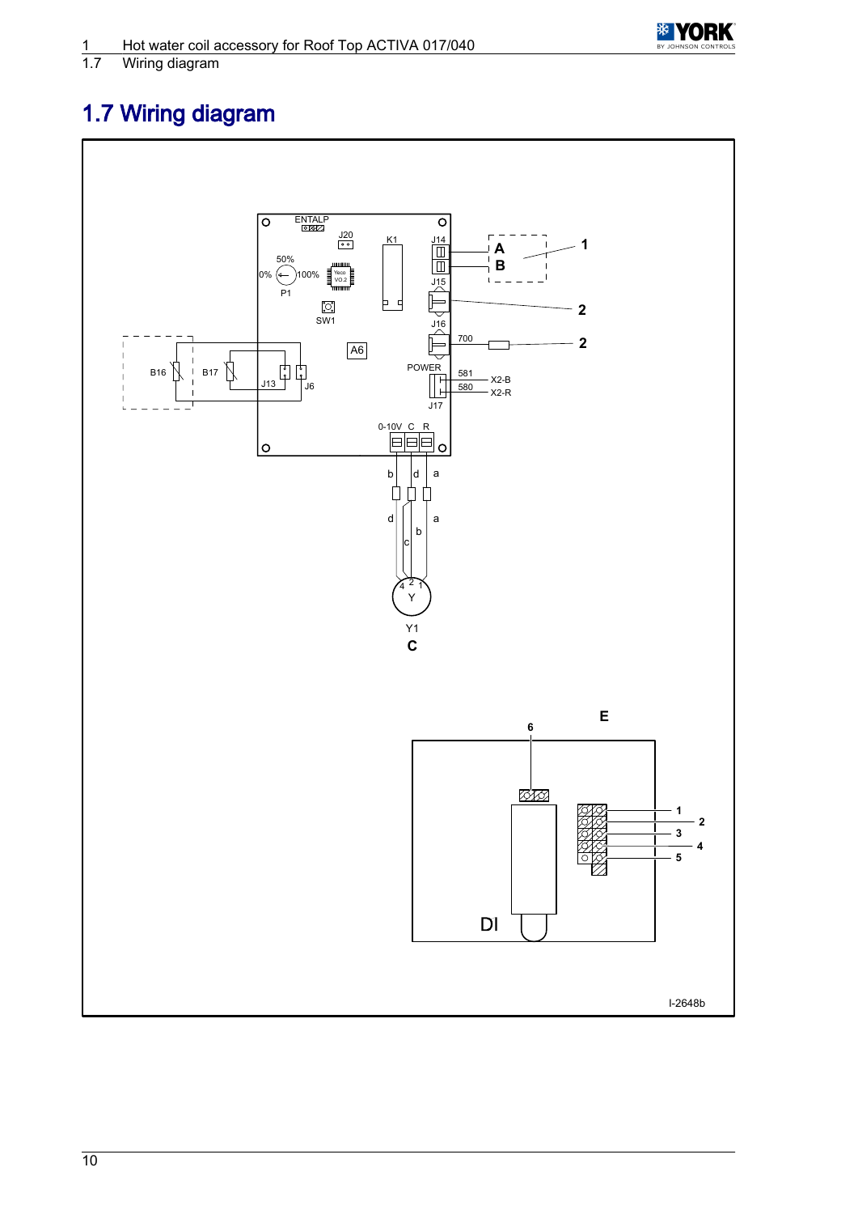## 1.7 Wiring diagram

ENTALP J20 K1 J14 A B 1 J15 2 50% 0% 100% P1 SW1 J16 700 2 A6 B16 B17 J13 J6 POWER 581 X2-B 580 X2-R J17 0-10V C R b d a d a b c 4 2 1 Y Y1 C

E 6 1 2 3 4 5 DI

I-2648b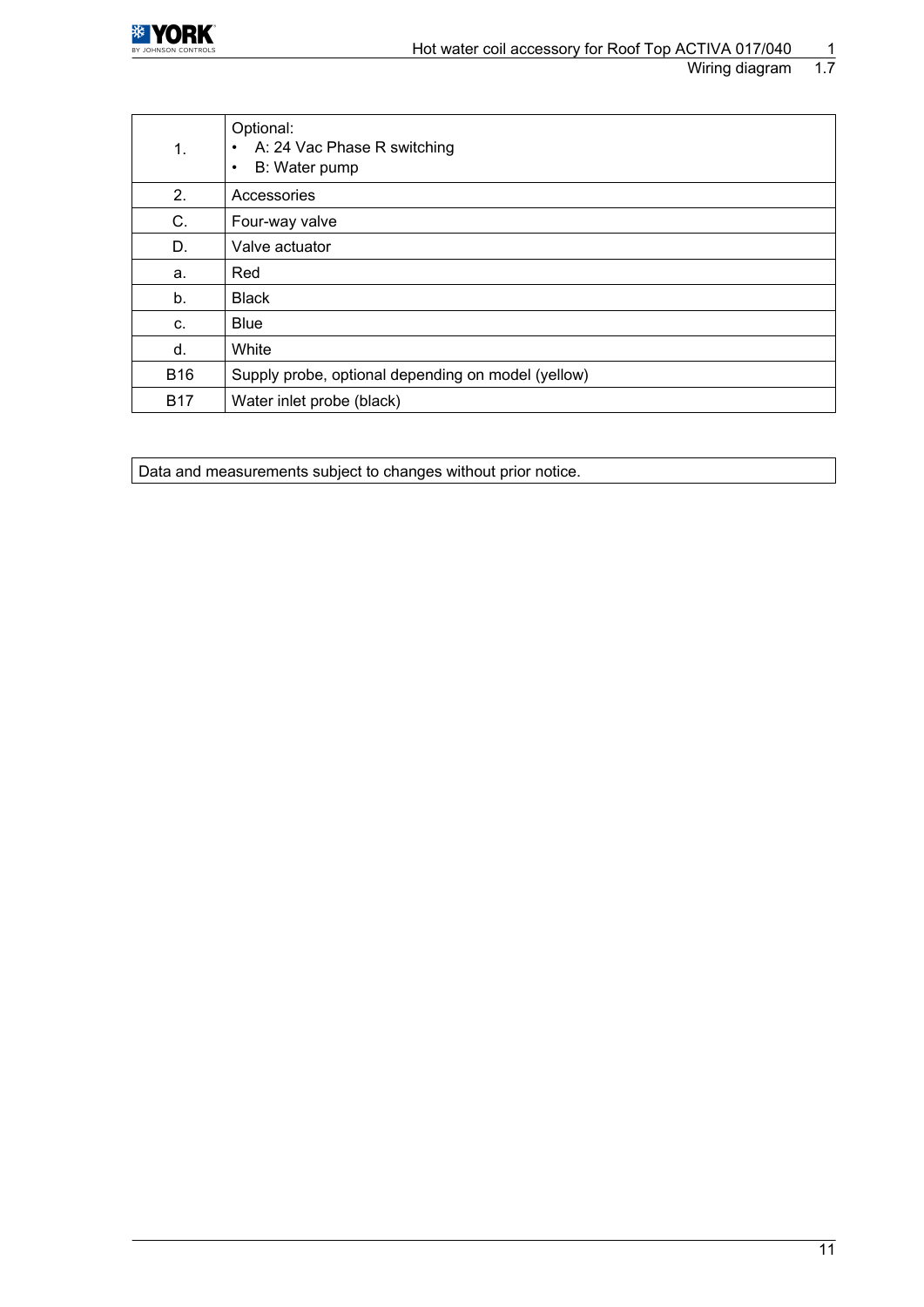| | |
|---|---|
| 1. | Optional:<br>• A: 24 Vac Phase R switching<br>• B: Water pump |
| 2. | Accessories |
| C. | Four-way valve |
| D. | Valve actuator |
| a. | Red |
| b. | Black |
| c. | Blue |
| d. | White |
| B16 | Supply probe, optional depending on model (yellow) |
| B17 | Water inlet probe (black) |

Data and measurements subject to changes without prior notice.